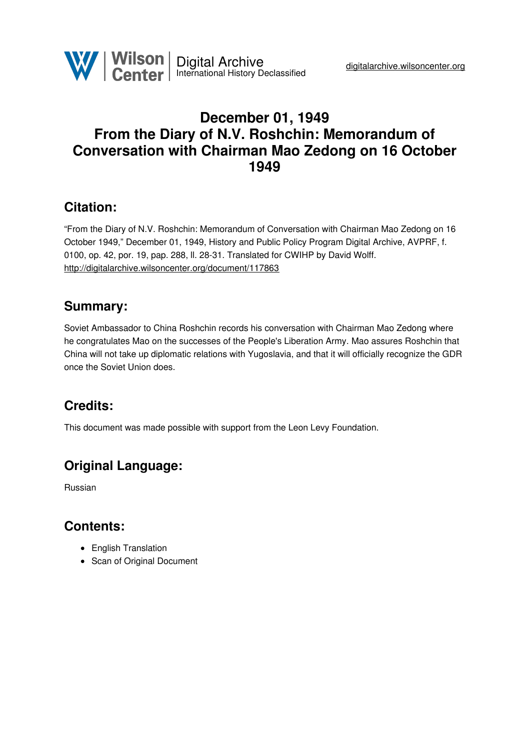Wilson Center | Digital Archive
International History Declassified

digitalarchive.wilsoncenter.org

# December 01, 1949
# From the Diary of N.V. Roshchin: Memorandum of Conversation with Chairman Mao Zedong on 16 October 1949

## Citation:

"From the Diary of N.V. Roshchin: Memorandum of Conversation with Chairman Mao Zedong on 16 October 1949," December 01, 1949, History and Public Policy Program Digital Archive, AVPRF, f. 0100, op. 42, por. 19, pap. 288, ll. 28-31. Translated for CWIHP by David Wolff.
http://digitalarchive.wilsoncenter.org/document/117863

## Summary:

Soviet Ambassador to China Roshchin records his conversation with Chairman Mao Zedong where he congratulates Mao on the successes of the People's Liberation Army. Mao assures Roshchin that China will not take up diplomatic relations with Yugoslavia, and that it will officially recognize the GDR once the Soviet Union does.

## Credits:

This document was made possible with support from the Leon Levy Foundation.

## Original Language:

Russian

## Contents:

- English Translation
- Scan of Original Document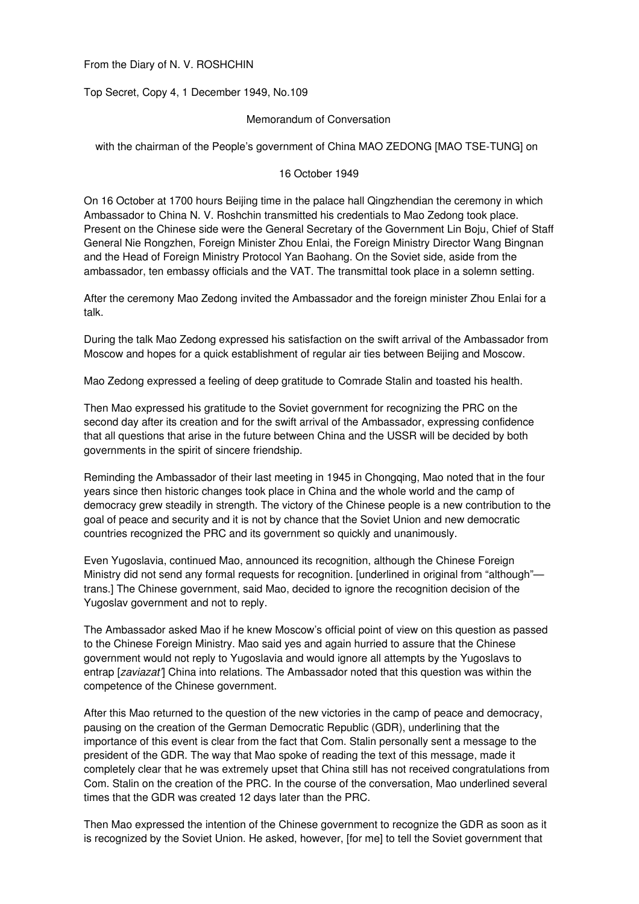From the Diary of N. V. ROSHCHIN

Top Secret, Copy 4, 1 December 1949, No.109

Memorandum of Conversation

with the chairman of the People's government of China MAO ZEDONG [MAO TSE-TUNG] on

16 October 1949

On 16 October at 1700 hours Beijing time in the palace hall Qingzhendian the ceremony in which Ambassador to China N. V. Roshchin transmitted his credentials to Mao Zedong took place. Present on the Chinese side were the General Secretary of the Government Lin Boju, Chief of Staff General Nie Rongzhen, Foreign Minister Zhou Enlai, the Foreign Ministry Director Wang Bingnan and the Head of Foreign Ministry Protocol Yan Baohang. On the Soviet side, aside from the ambassador, ten embassy officials and the VAT. The transmittal took place in a solemn setting.

After the ceremony Mao Zedong invited the Ambassador and the foreign minister Zhou Enlai for a talk.

During the talk Mao Zedong expressed his satisfaction on the swift arrival of the Ambassador from Moscow and hopes for a quick establishment of regular air ties between Beijing and Moscow.

Mao Zedong expressed a feeling of deep gratitude to Comrade Stalin and toasted his health.

Then Mao expressed his gratitude to the Soviet government for recognizing the PRC on the second day after its creation and for the swift arrival of the Ambassador, expressing confidence that all questions that arise in the future between China and the USSR will be decided by both governments in the spirit of sincere friendship.

Reminding the Ambassador of their last meeting in 1945 in Chongqing, Mao noted that in the four years since then historic changes took place in China and the whole world and the camp of democracy grew steadily in strength. The victory of the Chinese people is a new contribution to the goal of peace and security and it is not by chance that the Soviet Union and new democratic countries recognized the PRC and its government so quickly and unanimously.

Even Yugoslavia, continued Mao, announced its recognition, although the Chinese Foreign Ministry did not send any formal requests for recognition. [underlined in original from "although"—trans.] The Chinese government, said Mao, decided to ignore the recognition decision of the Yugoslav government and not to reply.

The Ambassador asked Mao if he knew Moscow's official point of view on this question as passed to the Chinese Foreign Ministry. Mao said yes and again hurried to assure that the Chinese government would not reply to Yugoslavia and would ignore all attempts by the Yugoslavs to entrap [*zaviazat'*] China into relations. The Ambassador noted that this question was within the competence of the Chinese government.

After this Mao returned to the question of the new victories in the camp of peace and democracy, pausing on the creation of the German Democratic Republic (GDR), underlining that the importance of this event is clear from the fact that Com. Stalin personally sent a message to the president of the GDR. The way that Mao spoke of reading the text of this message, made it completely clear that he was extremely upset that China still has not received congratulations from Com. Stalin on the creation of the PRC. In the course of the conversation, Mao underlined several times that the GDR was created 12 days later than the PRC.

Then Mao expressed the intention of the Chinese government to recognize the GDR as soon as it is recognized by the Soviet Union. He asked, however, [for me] to tell the Soviet government that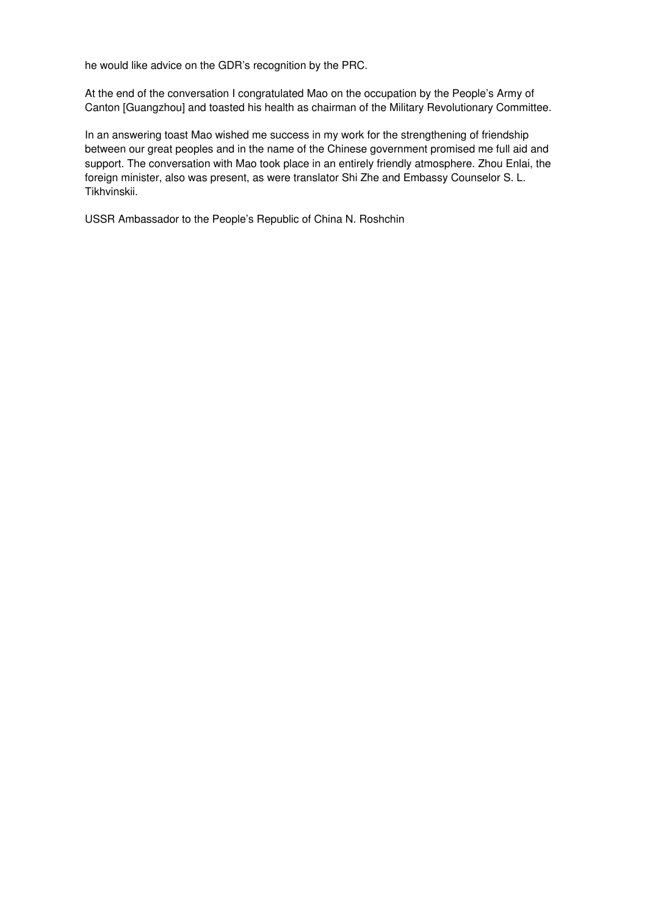he would like advice on the GDR's recognition by the PRC.

At the end of the conversation I congratulated Mao on the occupation by the People's Army of Canton [Guangzhou] and toasted his health as chairman of the Military Revolutionary Committee.

In an answering toast Mao wished me success in my work for the strengthening of friendship between our great peoples and in the name of the Chinese government promised me full aid and support. The conversation with Mao took place in an entirely friendly atmosphere. Zhou Enlai, the foreign minister, also was present, as were translator Shi Zhe and Embassy Counselor S. L. Tikhvinskii.

USSR Ambassador to the People's Republic of China N. Roshchin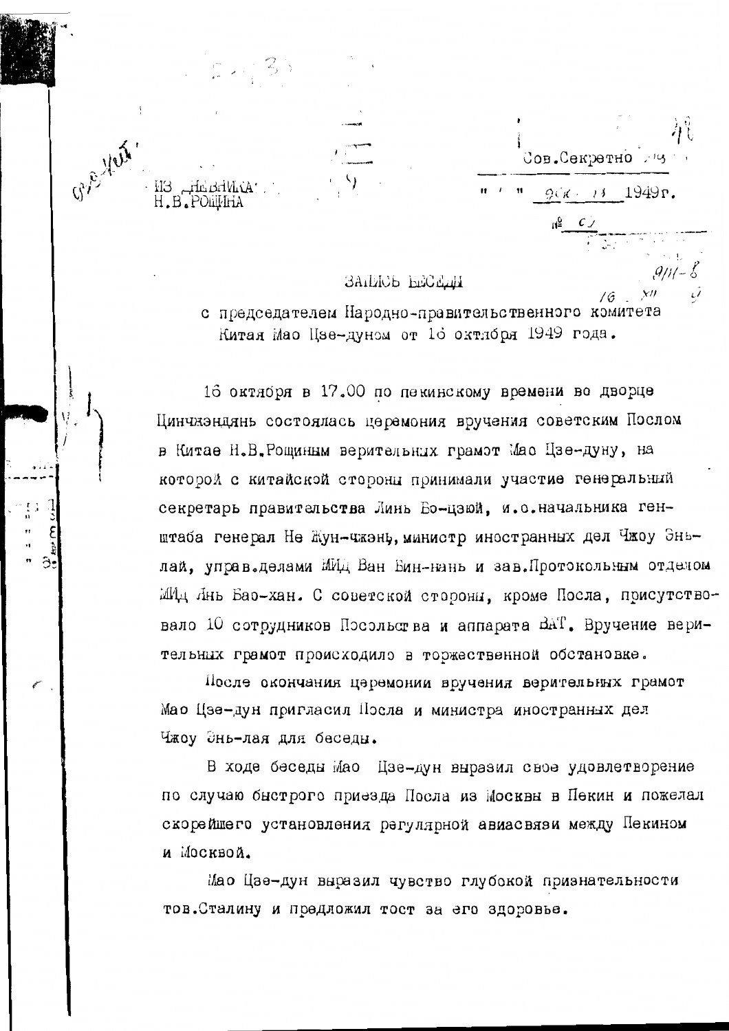Сов.Секретно

" " дек. 1949 г.

№ С/

ИЗ ДНЕВНИКА
Н.В.РОЩИНА

## ЗАПИСЬ БЕСЕДЫ

с председателем Народно-правительственного комитета Китая Мао Цзе-дуном от 16 октября 1949 года.

16 октября в 17.00 по пекинскому времени во дворце Цинчжэндянь состоялась церемония вручения советским Послом в Китае Н.В.Рощиным верительных грамот Мао Цзе-дуну, на которой с китайской стороны принимали участие генеральный секретарь правительства Линь Бо-цзюй, и.о.начальника генштаба генерал Не Жун-чжэнь, министр иностранных дел Чжоу Энь-лай, управ.делами МИД Ван Бин-нань и зав.Протокольным отделом МИД Янь Бао-хан. С советской стороны, кроме Посла, присутствовало 10 сотрудников Посольства и аппарата ВАТ. Вручение верительных грамот происходило в торжественной обстановке.

После окончания церемонии вручения верительных грамот Мао Цзе-дун пригласил Посла и министра иностранных дел Чжоу Энь-лая для беседы.

В ходе беседы Мао Цзе-дун выразил свое удовлетворение по случаю быстрого приезда Посла из Москвы в Пекин и пожелал скорейшего установления регулярной авиасвязи между Пекином и Москвой.

Мао Цзе-дун выразил чувство глубокой признательности тов.Сталину и предложил тост за его здоровье.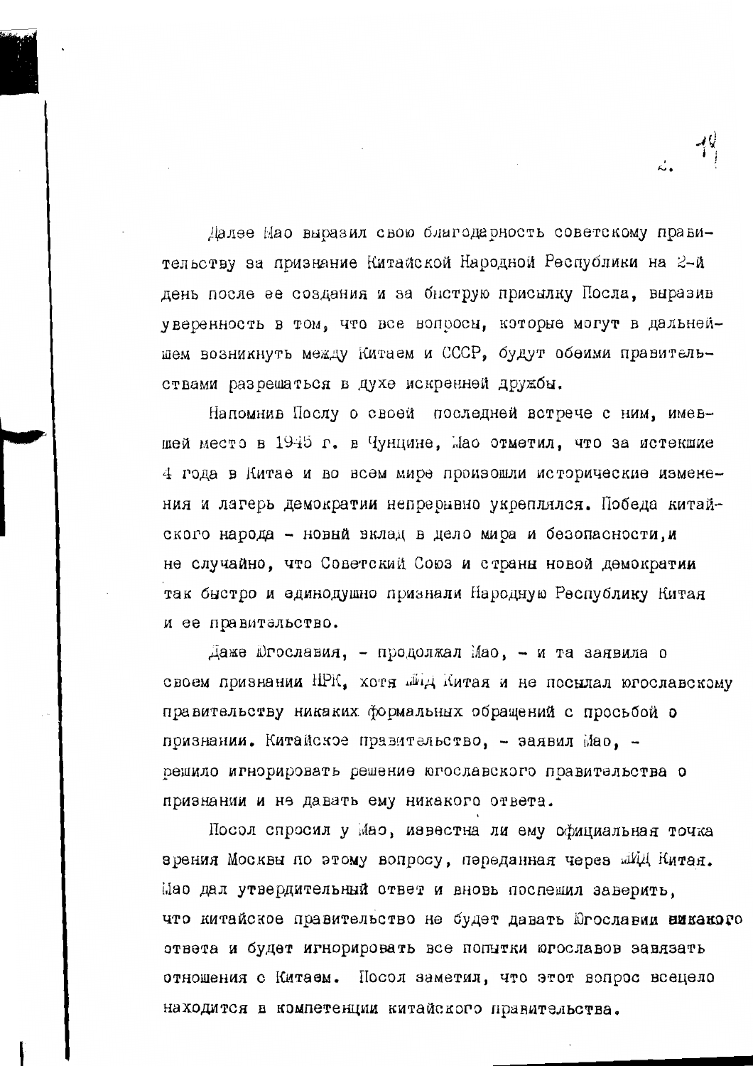Далее Мао выразил свою благодарность советскому правительству за признание Китайской Народной Республики на 2-й день после ее создания и за быструю присылку Посла, выразив уверенность в том, что все вопросы, которые могут в дальнейшем возникнуть между Китаем и СССР, будут обеими правительствами разрешаться в духе искренней дружбы.

Напомнив Послу о своей последней встрече с ним, имевшей место в 1945 г. в Чунцине, Мао отметил, что за истекшие 4 года в Китае и во всем мире произошли исторические изменения и лагерь демократии непрерывно укреплялся. Победа китайского народа - новый вклад в дело мира и безопасности, и не случайно, что Советский Союз и страны новой демократии так быстро и единодушно признали Народную Республику Китая и ее правительство.

Даже Югославия, - продолжал Мао, - и та заявила о своем признании НРК, хотя МИД Китая и не посылал югославскому правительству никаких формальных обращений с просьбой о признании. Китайское правительство, - заявил Мао, - решило игнорировать решение югославского правительства о признании и не давать ему никакого ответа.

Посол спросил у Мао, известна ли ему официальная точка зрения Москвы по этому вопросу, переданная через МИД Китая. Мао дал утвердительный ответ и вновь поспешил заверить, что китайское правительство не будет давать Югославии никакого ответа и будет игнорировать все попытки югославов завязать отношения с Китаем. Посол заметил, что этот вопрос всецело находится в компетенции китайского правительства.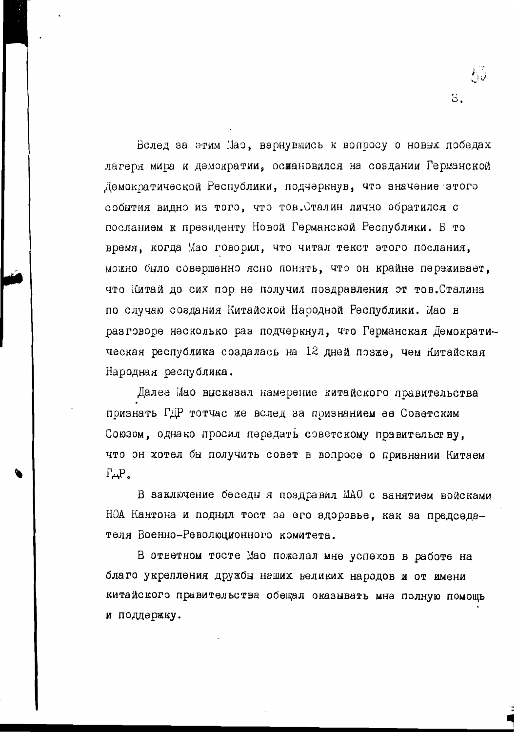Вслед за этим Мао, вернувшись к вопросу о новых победах лагеря мира и демократии, остановился на создании Германской Демократической Республики, подчеркнув, что значение этого события видно из того, что тов.Сталин лично обратился с посланием к президенту Новой Германской Республики. В то время, когда Мао говорил, что читал текст этого послания, можно было совершенно ясно понять, что он крайне переживает, что Китай до сих пор не получил поздравления от тов.Сталина по случаю создания Китайской Народной Республики. Мао в разговоре несколько раз подчеркнул, что Германская Демократическая республика создалась на 12 дней позже, чем Китайская Народная республика.

Далее Мао высказал намерение китайского правительства признать ГДР тотчас же вслед за признанием ее Советским Союзом, однако просил передать советскому правительству, что он хотел бы получить совет в вопросе о признании Китаем ГДР.

В заключение беседы я поздравил МАО с занятием войсками НОА Кантона и поднял тост за его здоровье, как за председателя Военно-Революционного комитета.

В ответном тосте Мао пожелал мне успехов в работе на благо укрепления дружбы наших великих народов и от имени китайского правительства обещал оказывать мне полную помощь и поддержку.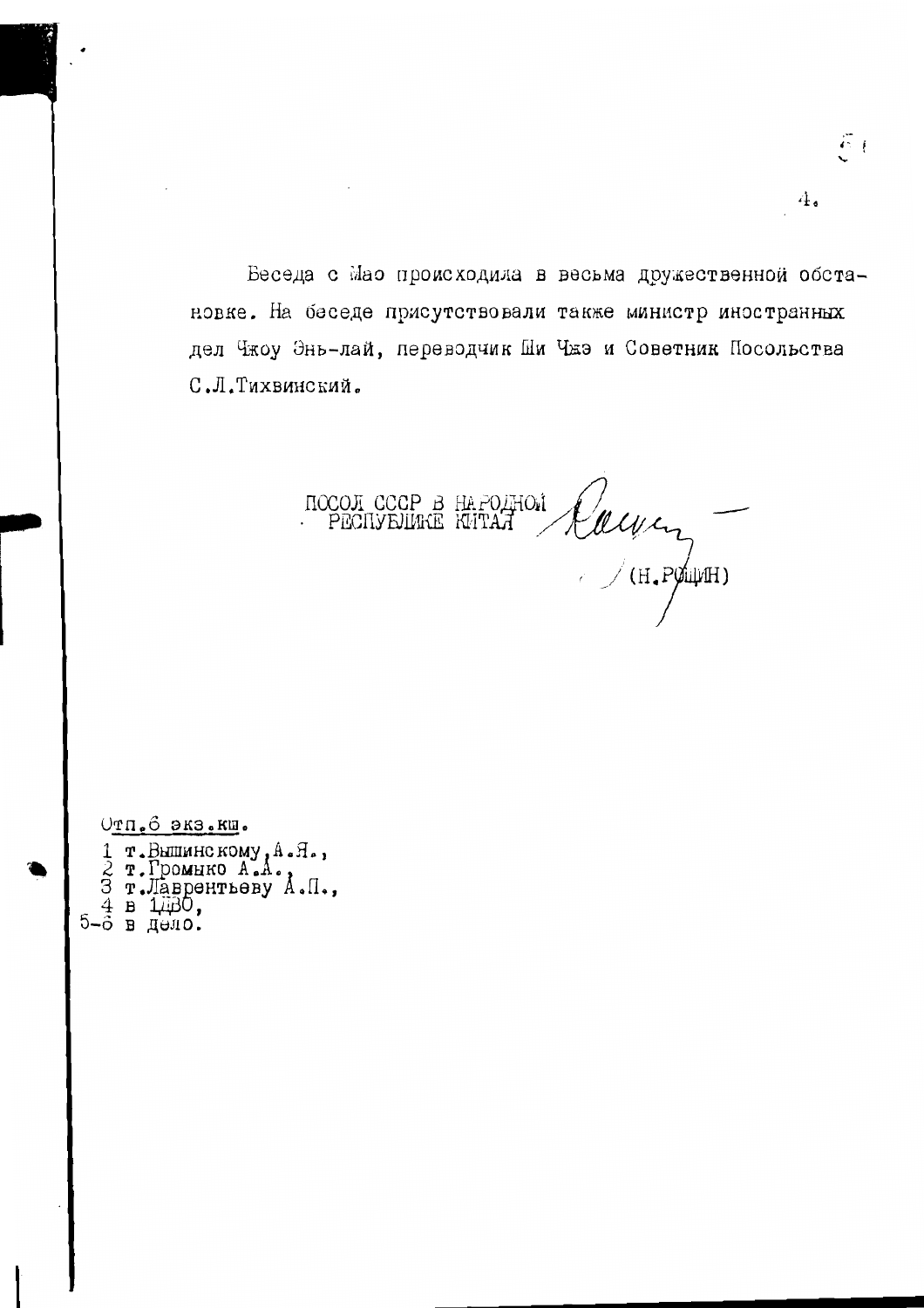Беседа с Мао происходила в весьма дружественной обстановке. На беседе присутствовали также министр иностранных дел Чжоу Энь-лай, переводчик Ши Чжэ и Советник Посольства С.Л.Тихвинский.

ПОСОЛ СССР В НАРОДНОЙ РЕСПУБЛИКЕ КИТАЯ

(Н.РОЩИН)

Отп.6 экз.кш.

1 т.Вышинскому А.Я.,
2 т.Громыко А.А.,
3 т.Лаврентьеву А.П.,
4 в 1ДВО,
5-6 в дело.